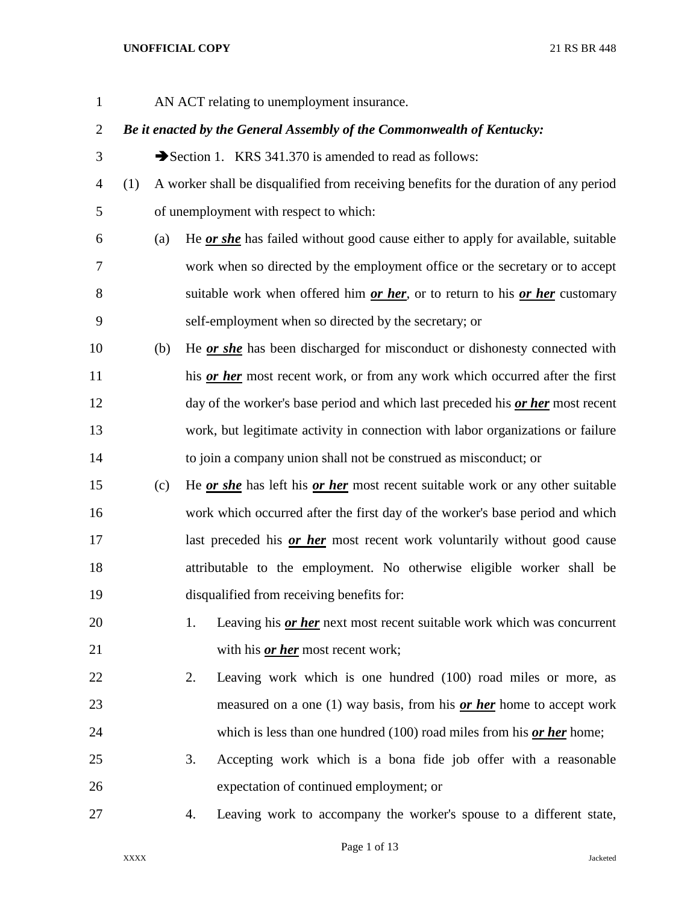AN ACT relating to unemployment insurance.

***Be it enacted by the General Assembly of the Commonwealth of Kentucky:***

➔Section 1. KRS 341.370 is amended to read as follows:

(1) A worker shall be disqualified from receiving benefits for the duration of any period of unemployment with respect to which:

(a) He ***or she*** has failed without good cause either to apply for available, suitable work when so directed by the employment office or the secretary or to accept suitable work when offered him ***or her***, or to return to his ***or her*** customary self-employment when so directed by the secretary; or

(b) He ***or she*** has been discharged for misconduct or dishonesty connected with his ***or her*** most recent work, or from any work which occurred after the first day of the worker's base period and which last preceded his ***or her*** most recent work, but legitimate activity in connection with labor organizations or failure to join a company union shall not be construed as misconduct; or

(c) He ***or she*** has left his ***or her*** most recent suitable work or any other suitable work which occurred after the first day of the worker's base period and which last preceded his ***or her*** most recent work voluntarily without good cause attributable to the employment. No otherwise eligible worker shall be disqualified from receiving benefits for:

1. Leaving his ***or her*** next most recent suitable work which was concurrent with his ***or her*** most recent work;

2. Leaving work which is one hundred (100) road miles or more, as measured on a one (1) way basis, from his ***or her*** home to accept work which is less than one hundred (100) road miles from his ***or her*** home;

3. Accepting work which is a bona fide job offer with a reasonable expectation of continued employment; or

4. Leaving work to accompany the worker's spouse to a different state,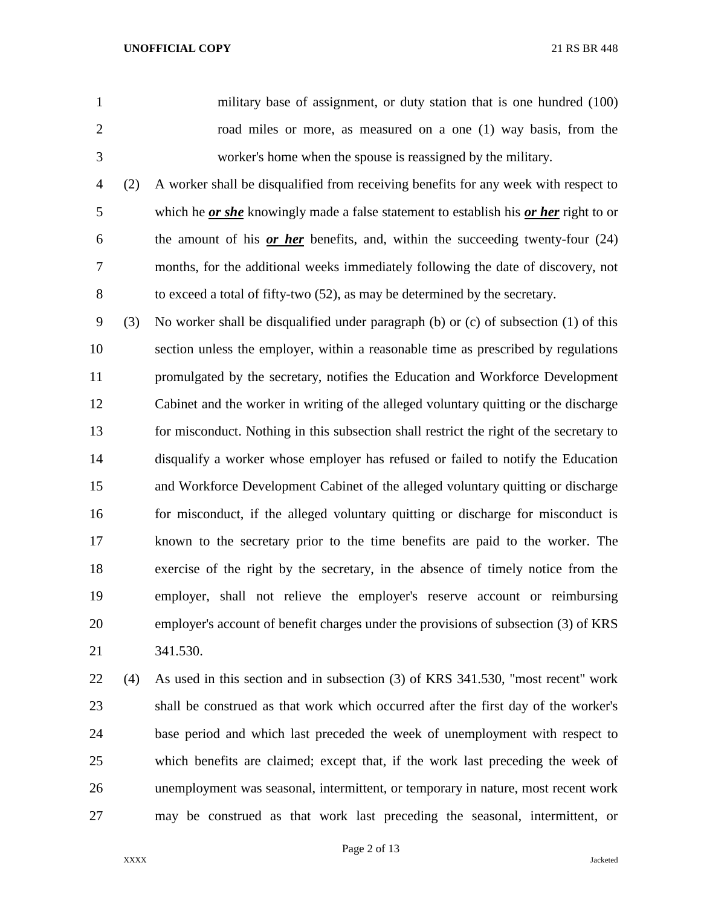military base of assignment, or duty station that is one hundred (100) road miles or more, as measured on a one (1) way basis, from the worker's home when the spouse is reassigned by the military.

(2) A worker shall be disqualified from receiving benefits for any week with respect to which he ***or she*** knowingly made a false statement to establish his ***or her*** right to or the amount of his ***or her*** benefits, and, within the succeeding twenty-four (24) months, for the additional weeks immediately following the date of discovery, not to exceed a total of fifty-two (52), as may be determined by the secretary.

(3) No worker shall be disqualified under paragraph (b) or (c) of subsection (1) of this section unless the employer, within a reasonable time as prescribed by regulations promulgated by the secretary, notifies the Education and Workforce Development Cabinet and the worker in writing of the alleged voluntary quitting or the discharge for misconduct. Nothing in this subsection shall restrict the right of the secretary to disqualify a worker whose employer has refused or failed to notify the Education and Workforce Development Cabinet of the alleged voluntary quitting or discharge for misconduct, if the alleged voluntary quitting or discharge for misconduct is known to the secretary prior to the time benefits are paid to the worker. The exercise of the right by the secretary, in the absence of timely notice from the employer, shall not relieve the employer's reserve account or reimbursing employer's account of benefit charges under the provisions of subsection (3) of KRS 341.530.

(4) As used in this section and in subsection (3) of KRS 341.530, "most recent" work shall be construed as that work which occurred after the first day of the worker's base period and which last preceded the week of unemployment with respect to which benefits are claimed; except that, if the work last preceding the week of unemployment was seasonal, intermittent, or temporary in nature, most recent work may be construed as that work last preceding the seasonal, intermittent, or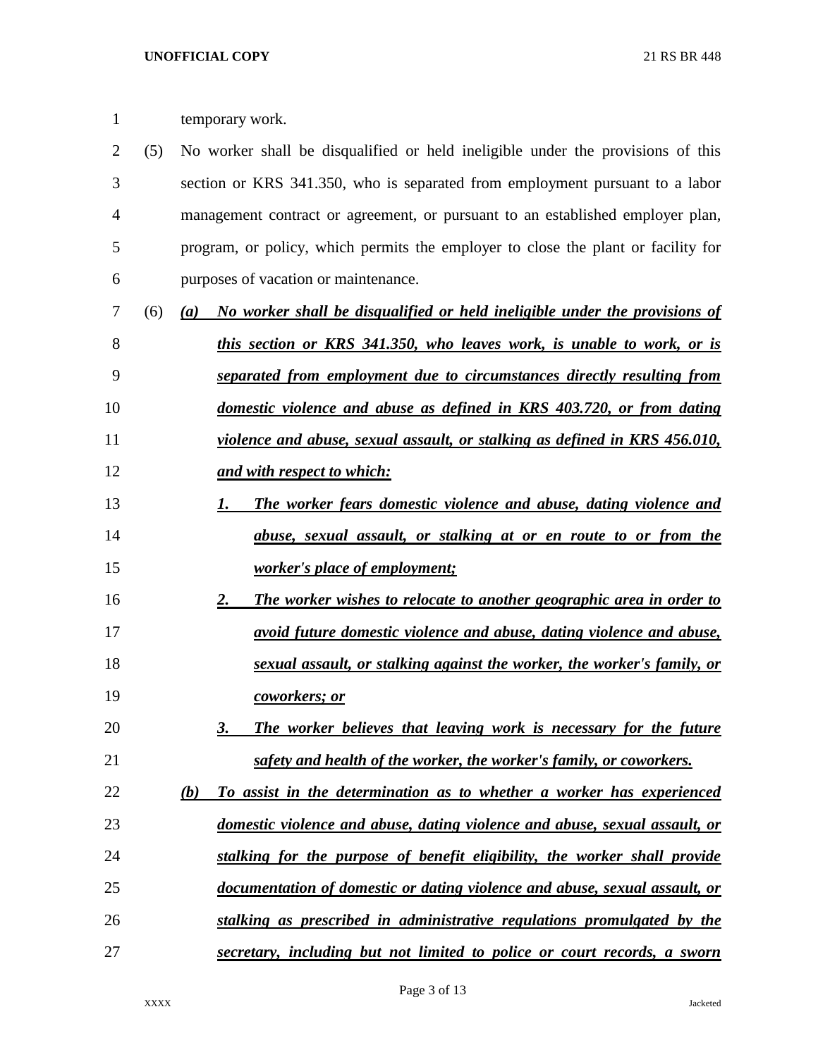temporary work.

(5) No worker shall be disqualified or held ineligible under the provisions of this section or KRS 341.350, who is separated from employment pursuant to a labor management contract or agreement, or pursuant to an established employer plan, program, or policy, which permits the employer to close the plant or facility for purposes of vacation or maintenance.

(6) ***(a) No worker shall be disqualified or held ineligible under the provisions of this section or KRS 341.350, who leaves work, is unable to work, or is separated from employment due to circumstances directly resulting from domestic violence and abuse as defined in KRS 403.720, or from dating violence and abuse, sexual assault, or stalking as defined in KRS 456.010, and with respect to which:***

***1. The worker fears domestic violence and abuse, dating violence and abuse, sexual assault, or stalking at or en route to or from the worker's place of employment;***

***2. The worker wishes to relocate to another geographic area in order to avoid future domestic violence and abuse, dating violence and abuse, sexual assault, or stalking against the worker, the worker's family, or coworkers; or***

***3. The worker believes that leaving work is necessary for the future safety and health of the worker, the worker's family, or coworkers.***

***(b) To assist in the determination as to whether a worker has experienced domestic violence and abuse, dating violence and abuse, sexual assault, or stalking for the purpose of benefit eligibility, the worker shall provide documentation of domestic or dating violence and abuse, sexual assault, or stalking as prescribed in administrative regulations promulgated by the secretary, including but not limited to police or court records, a sworn***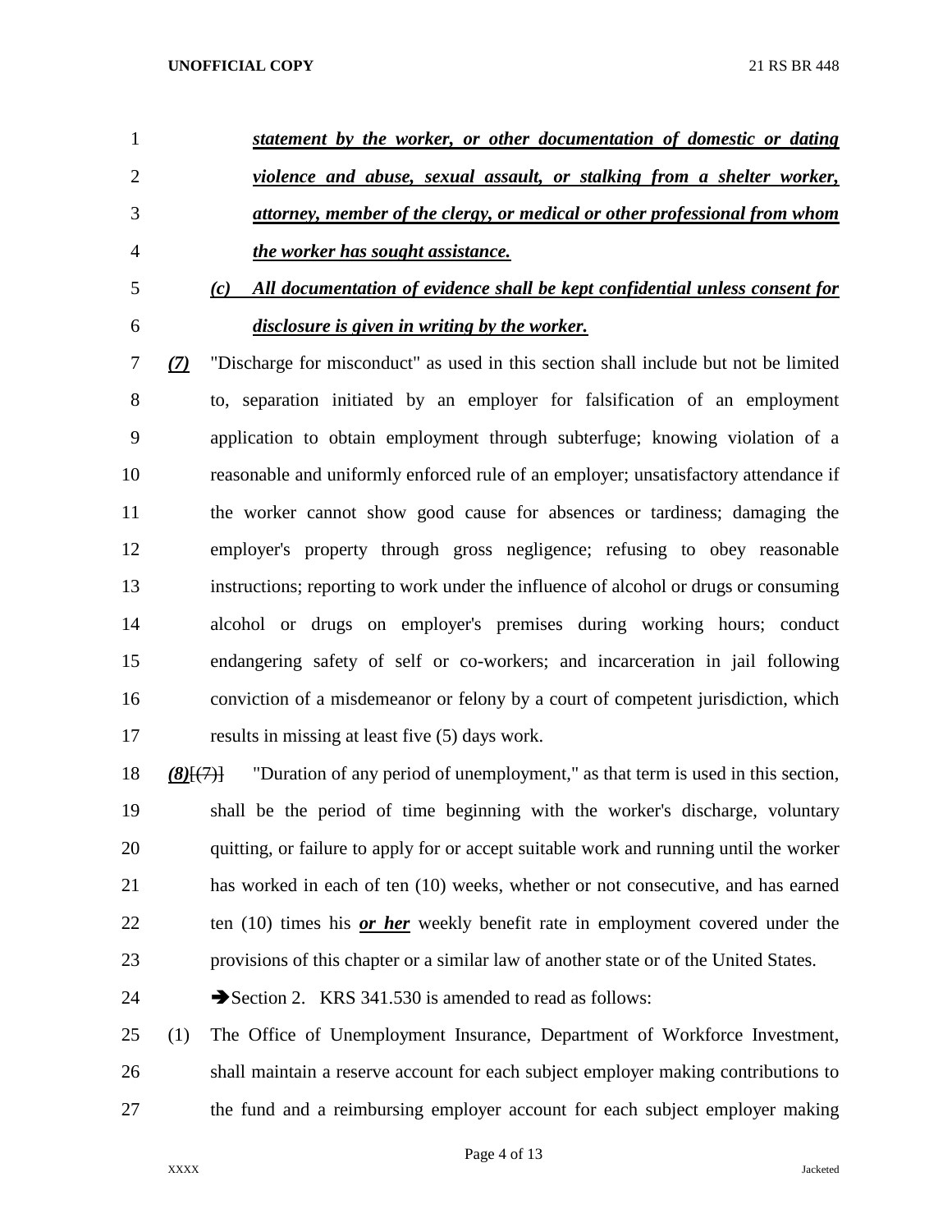***statement by the worker, or other documentation of domestic or dating violence and abuse, sexual assault, or stalking from a shelter worker, attorney, member of the clergy, or medical or other professional from whom the worker has sought assistance.***

***(c) All documentation of evidence shall be kept confidential unless consent for disclosure is given in writing by the worker.***

***(7)*** "Discharge for misconduct" as used in this section shall include but not be limited to, separation initiated by an employer for falsification of an employment application to obtain employment through subterfuge; knowing violation of a reasonable and uniformly enforced rule of an employer; unsatisfactory attendance if the worker cannot show good cause for absences or tardiness; damaging the employer's property through gross negligence; refusing to obey reasonable instructions; reporting to work under the influence of alcohol or drugs or consuming alcohol or drugs on employer's premises during working hours; conduct endangering safety of self or co-workers; and incarceration in jail following conviction of a misdemeanor or felony by a court of competent jurisdiction, which results in missing at least five (5) days work.

***(8)***[~~(7)~~] "Duration of any period of unemployment," as that term is used in this section, shall be the period of time beginning with the worker's discharge, voluntary quitting, or failure to apply for or accept suitable work and running until the worker has worked in each of ten (10) weeks, whether or not consecutive, and has earned ten (10) times his ***or her*** weekly benefit rate in employment covered under the provisions of this chapter or a similar law of another state or of the United States.

➔Section 2. KRS 341.530 is amended to read as follows:

(1) The Office of Unemployment Insurance, Department of Workforce Investment, shall maintain a reserve account for each subject employer making contributions to the fund and a reimbursing employer account for each subject employer making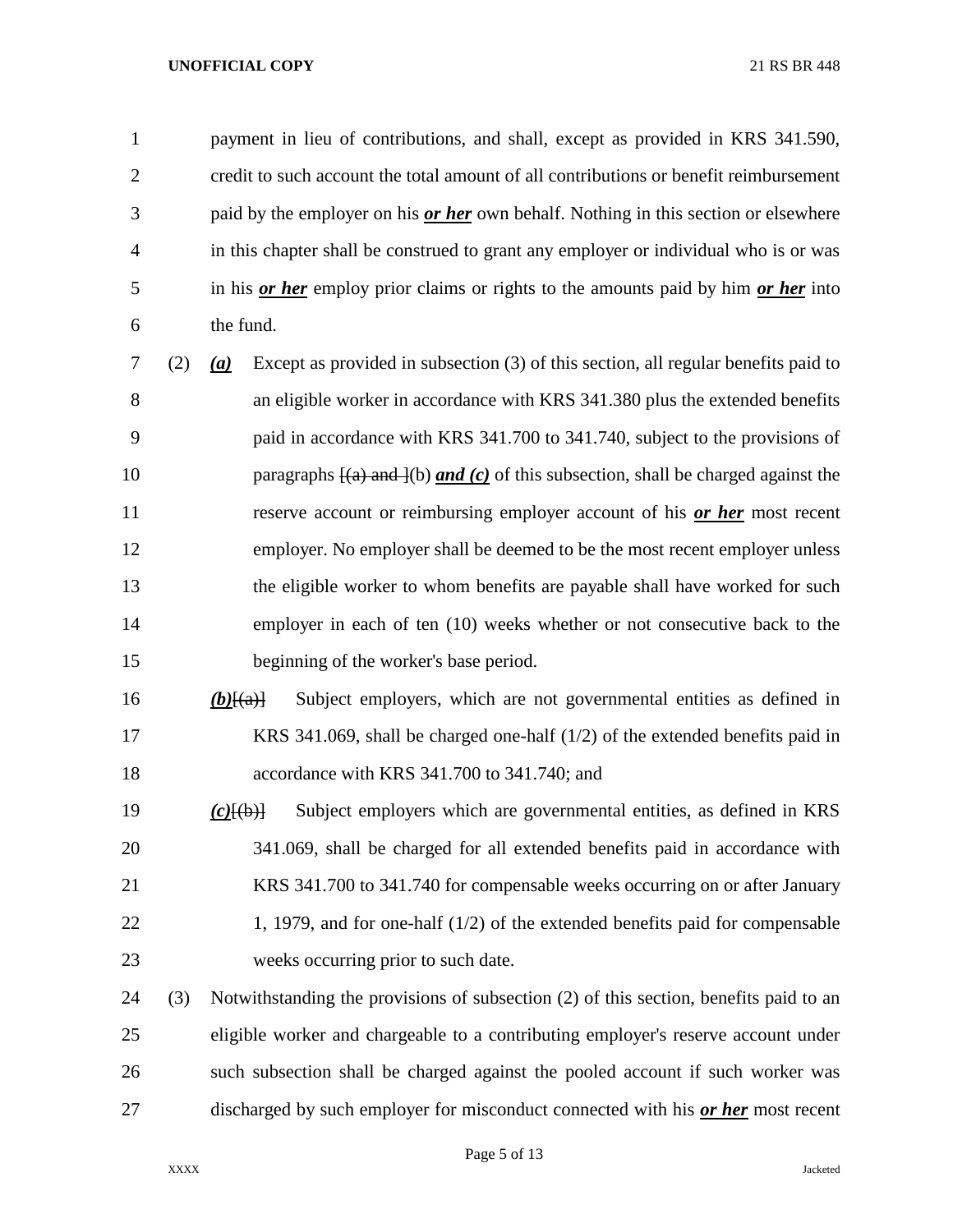payment in lieu of contributions, and shall, except as provided in KRS 341.590, credit to such account the total amount of all contributions or benefit reimbursement paid by the employer on his ***or her*** own behalf. Nothing in this section or elsewhere in this chapter shall be construed to grant any employer or individual who is or was in his ***or her*** employ prior claims or rights to the amounts paid by him ***or her*** into the fund.

(2) ***(a)*** Except as provided in subsection (3) of this section, all regular benefits paid to an eligible worker in accordance with KRS 341.380 plus the extended benefits paid in accordance with KRS 341.700 to 341.740, subject to the provisions of paragraphs ~~[(a) and ]~~(b) ***and (c)*** of this subsection, shall be charged against the reserve account or reimbursing employer account of his ***or her*** most recent employer. No employer shall be deemed to be the most recent employer unless the eligible worker to whom benefits are payable shall have worked for such employer in each of ten (10) weeks whether or not consecutive back to the beginning of the worker's base period.

***(b)***~~[(a)]~~ Subject employers, which are not governmental entities as defined in KRS 341.069, shall be charged one-half (1/2) of the extended benefits paid in accordance with KRS 341.700 to 341.740; and

***(c)***~~[(b)]~~ Subject employers which are governmental entities, as defined in KRS 341.069, shall be charged for all extended benefits paid in accordance with KRS 341.700 to 341.740 for compensable weeks occurring on or after January 1, 1979, and for one-half (1/2) of the extended benefits paid for compensable weeks occurring prior to such date.

(3) Notwithstanding the provisions of subsection (2) of this section, benefits paid to an eligible worker and chargeable to a contributing employer's reserve account under such subsection shall be charged against the pooled account if such worker was discharged by such employer for misconduct connected with his ***or her*** most recent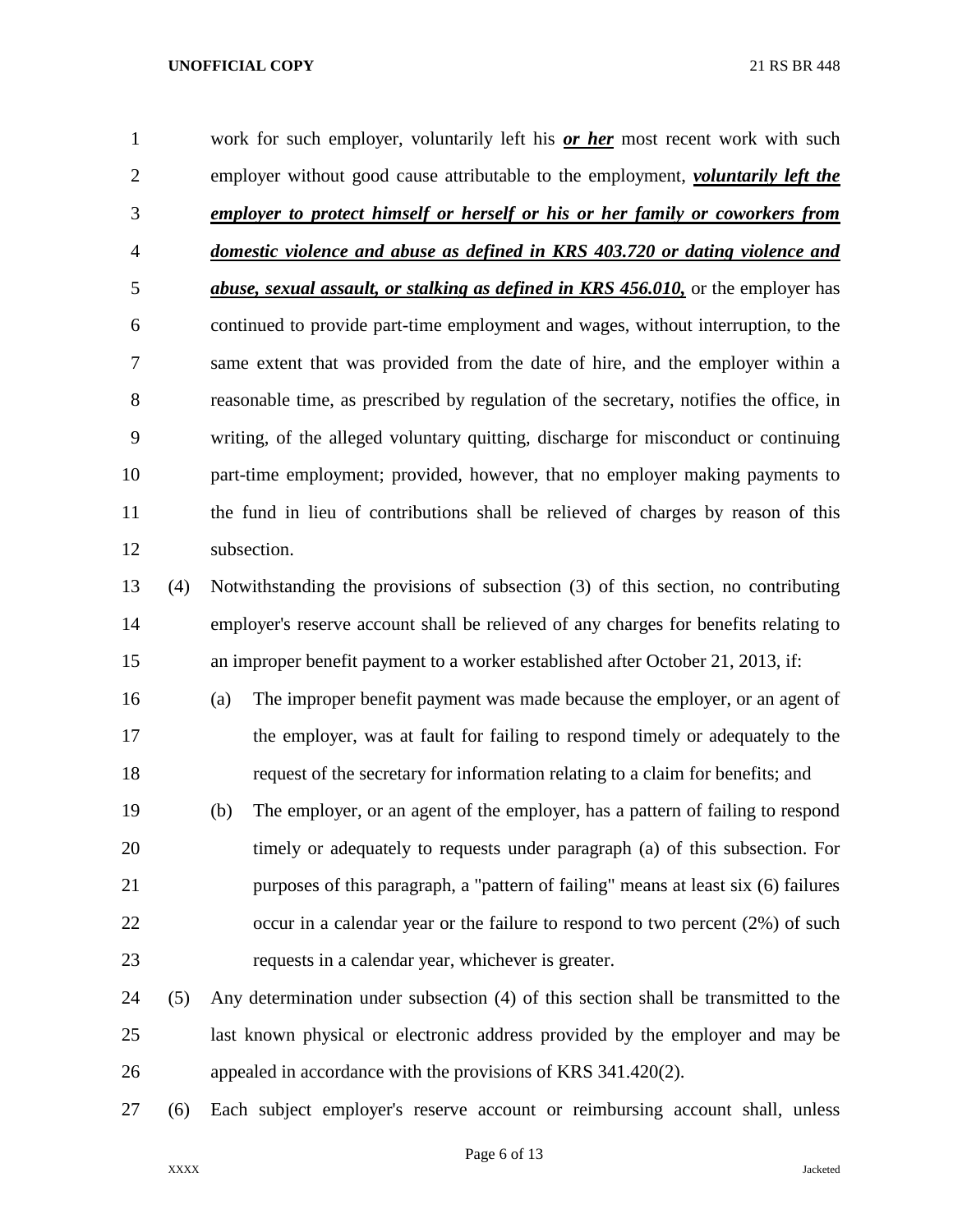work for such employer, voluntarily left his ***or her*** most recent work with such employer without good cause attributable to the employment, ***voluntarily left the employer to protect himself or herself or his or her family or coworkers from domestic violence and abuse as defined in KRS 403.720 or dating violence and abuse, sexual assault, or stalking as defined in KRS 456.010,*** or the employer has continued to provide part-time employment and wages, without interruption, to the same extent that was provided from the date of hire, and the employer within a reasonable time, as prescribed by regulation of the secretary, notifies the office, in writing, of the alleged voluntary quitting, discharge for misconduct or continuing part-time employment; provided, however, that no employer making payments to the fund in lieu of contributions shall be relieved of charges by reason of this subsection.

(4) Notwithstanding the provisions of subsection (3) of this section, no contributing employer's reserve account shall be relieved of any charges for benefits relating to an improper benefit payment to a worker established after October 21, 2013, if:

(a) The improper benefit payment was made because the employer, or an agent of the employer, was at fault for failing to respond timely or adequately to the request of the secretary for information relating to a claim for benefits; and

(b) The employer, or an agent of the employer, has a pattern of failing to respond timely or adequately to requests under paragraph (a) of this subsection. For purposes of this paragraph, a "pattern of failing" means at least six (6) failures occur in a calendar year or the failure to respond to two percent (2%) of such requests in a calendar year, whichever is greater.

(5) Any determination under subsection (4) of this section shall be transmitted to the last known physical or electronic address provided by the employer and may be appealed in accordance with the provisions of KRS 341.420(2).

(6) Each subject employer's reserve account or reimbursing account shall, unless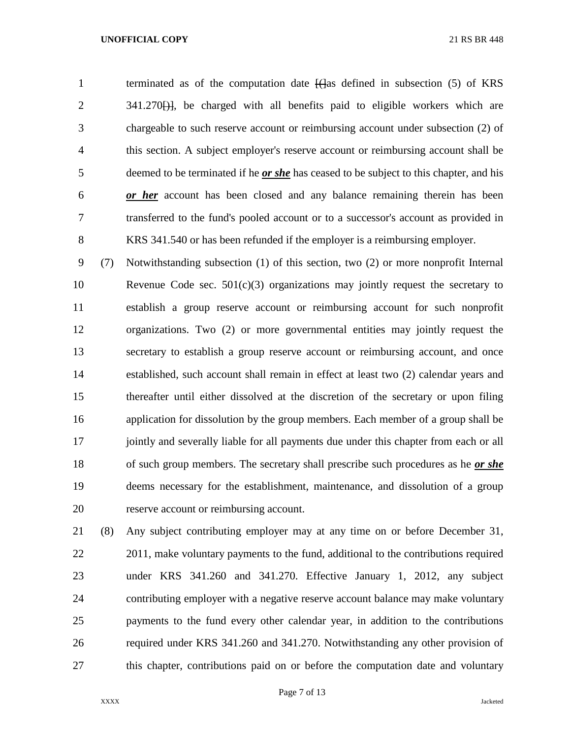terminated as of the computation date [(as defined in subsection (5) of KRS 341.270)], be charged with all benefits paid to eligible workers which are chargeable to such reserve account or reimbursing account under subsection (2) of this section. A subject employer's reserve account or reimbursing account shall be deemed to be terminated if he ***or she*** has ceased to be subject to this chapter, and his ***or her*** account has been closed and any balance remaining therein has been transferred to the fund's pooled account or to a successor's account as provided in KRS 341.540 or has been refunded if the employer is a reimbursing employer.

(7) Notwithstanding subsection (1) of this section, two (2) or more nonprofit Internal Revenue Code sec. 501(c)(3) organizations may jointly request the secretary to establish a group reserve account or reimbursing account for such nonprofit organizations. Two (2) or more governmental entities may jointly request the secretary to establish a group reserve account or reimbursing account, and once established, such account shall remain in effect at least two (2) calendar years and thereafter until either dissolved at the discretion of the secretary or upon filing application for dissolution by the group members. Each member of a group shall be jointly and severally liable for all payments due under this chapter from each or all of such group members. The secretary shall prescribe such procedures as he ***or she*** deems necessary for the establishment, maintenance, and dissolution of a group reserve account or reimbursing account.

(8) Any subject contributing employer may at any time on or before December 31, 2011, make voluntary payments to the fund, additional to the contributions required under KRS 341.260 and 341.270. Effective January 1, 2012, any subject contributing employer with a negative reserve account balance may make voluntary payments to the fund every other calendar year, in addition to the contributions required under KRS 341.260 and 341.270. Notwithstanding any other provision of this chapter, contributions paid on or before the computation date and voluntary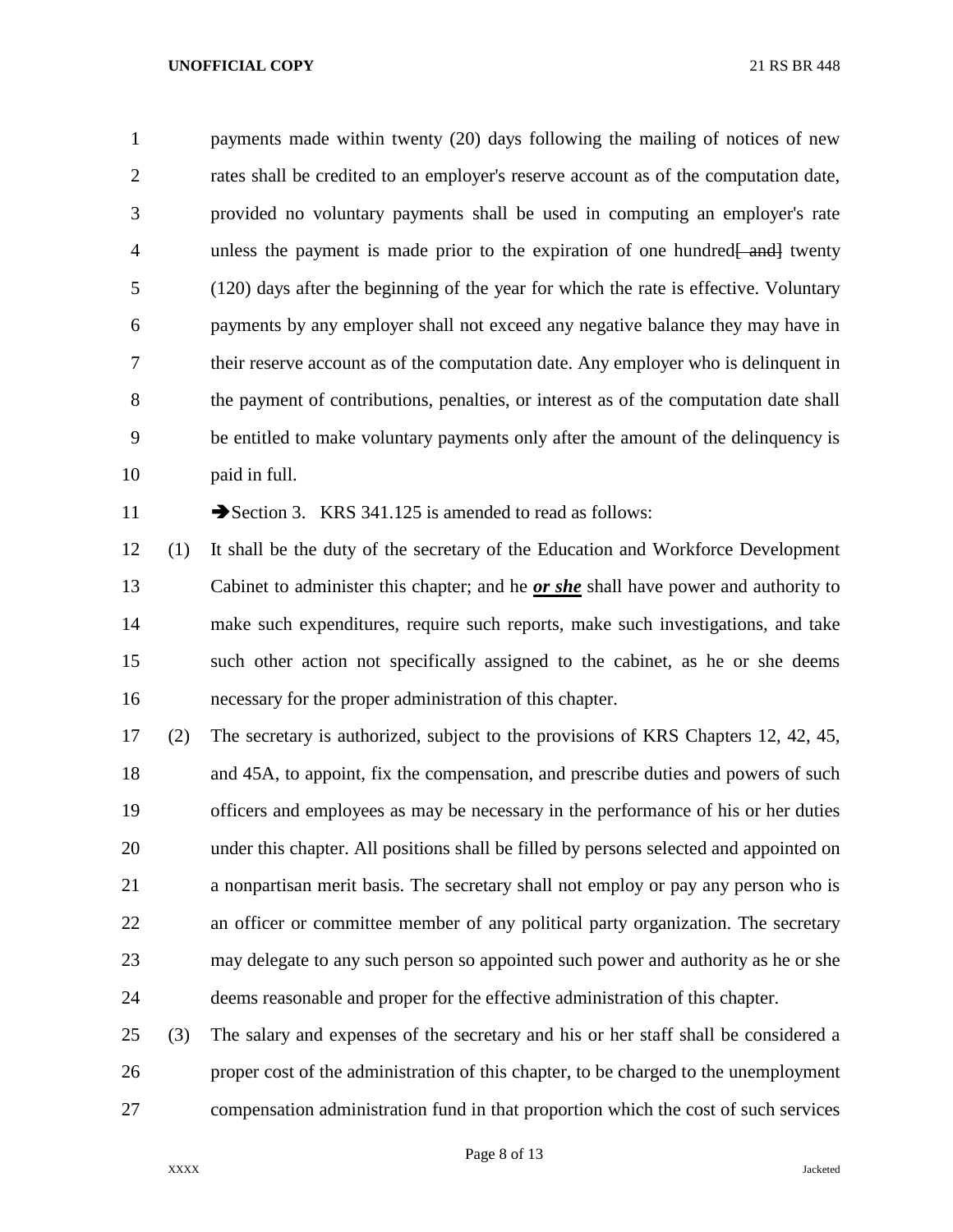payments made within twenty (20) days following the mailing of notices of new rates shall be credited to an employer's reserve account as of the computation date, provided no voluntary payments shall be used in computing an employer's rate unless the payment is made prior to the expiration of one hundred~~[ and]~~ twenty (120) days after the beginning of the year for which the rate is effective. Voluntary payments by any employer shall not exceed any negative balance they may have in their reserve account as of the computation date. Any employer who is delinquent in the payment of contributions, penalties, or interest as of the computation date shall be entitled to make voluntary payments only after the amount of the delinquency is paid in full.

➔Section 3. KRS 341.125 is amended to read as follows:

(1) It shall be the duty of the secretary of the Education and Workforce Development Cabinet to administer this chapter; and he ***or she*** shall have power and authority to make such expenditures, require such reports, make such investigations, and take such other action not specifically assigned to the cabinet, as he or she deems necessary for the proper administration of this chapter.

(2) The secretary is authorized, subject to the provisions of KRS Chapters 12, 42, 45, and 45A, to appoint, fix the compensation, and prescribe duties and powers of such officers and employees as may be necessary in the performance of his or her duties under this chapter. All positions shall be filled by persons selected and appointed on a nonpartisan merit basis. The secretary shall not employ or pay any person who is an officer or committee member of any political party organization. The secretary may delegate to any such person so appointed such power and authority as he or she deems reasonable and proper for the effective administration of this chapter.

(3) The salary and expenses of the secretary and his or her staff shall be considered a proper cost of the administration of this chapter, to be charged to the unemployment compensation administration fund in that proportion which the cost of such services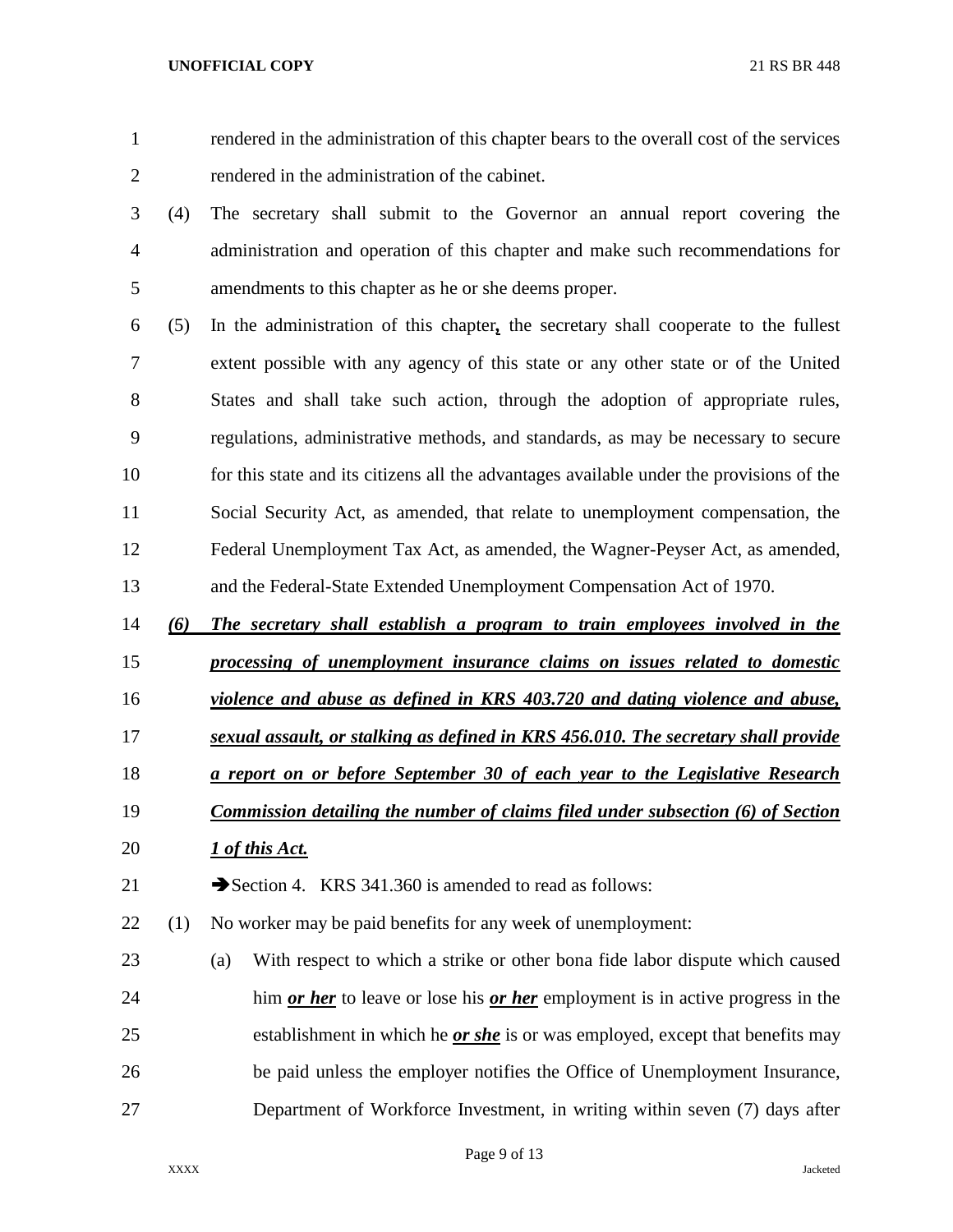rendered in the administration of this chapter bears to the overall cost of the services rendered in the administration of the cabinet.

(4) The secretary shall submit to the Governor an annual report covering the administration and operation of this chapter and make such recommendations for amendments to this chapter as he or she deems proper.

(5) In the administration of this chapter**,** the secretary shall cooperate to the fullest extent possible with any agency of this state or any other state or of the United States and shall take such action, through the adoption of appropriate rules, regulations, administrative methods, and standards, as may be necessary to secure for this state and its citizens all the advantages available under the provisions of the Social Security Act, as amended, that relate to unemployment compensation, the Federal Unemployment Tax Act, as amended, the Wagner-Peyser Act, as amended, and the Federal-State Extended Unemployment Compensation Act of 1970.

***(6) The secretary shall establish a program to train employees involved in the processing of unemployment insurance claims on issues related to domestic violence and abuse as defined in KRS 403.720 and dating violence and abuse, sexual assault, or stalking as defined in KRS 456.010. The secretary shall provide a report on or before September 30 of each year to the Legislative Research Commission detailing the number of claims filed under subsection (6) of Section 1 of this Act.***

➔Section 4. KRS 341.360 is amended to read as follows:

(1) No worker may be paid benefits for any week of unemployment:

(a) With respect to which a strike or other bona fide labor dispute which caused him ***or her*** to leave or lose his ***or her*** employment is in active progress in the establishment in which he ***or she*** is or was employed, except that benefits may be paid unless the employer notifies the Office of Unemployment Insurance, Department of Workforce Investment, in writing within seven (7) days after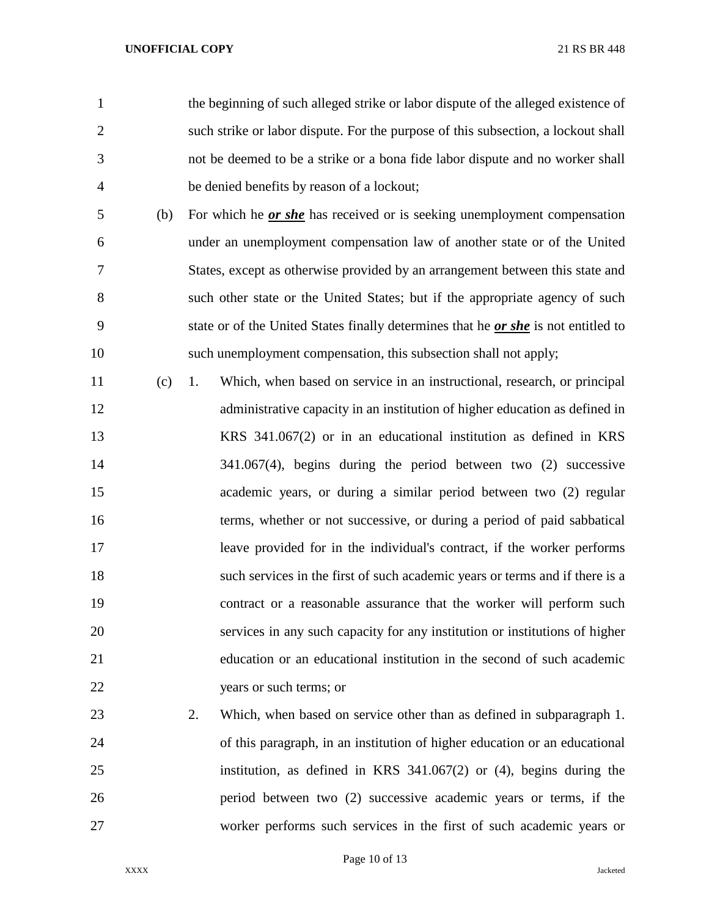the beginning of such alleged strike or labor dispute of the alleged existence of such strike or labor dispute. For the purpose of this subsection, a lockout shall not be deemed to be a strike or a bona fide labor dispute and no worker shall be denied benefits by reason of a lockout;

(b) For which he ***or she*** has received or is seeking unemployment compensation under an unemployment compensation law of another state or of the United States, except as otherwise provided by an arrangement between this state and such other state or the United States; but if the appropriate agency of such state or of the United States finally determines that he ***or she*** is not entitled to such unemployment compensation, this subsection shall not apply;

(c) 1. Which, when based on service in an instructional, research, or principal administrative capacity in an institution of higher education as defined in KRS 341.067(2) or in an educational institution as defined in KRS 341.067(4), begins during the period between two (2) successive academic years, or during a similar period between two (2) regular terms, whether or not successive, or during a period of paid sabbatical leave provided for in the individual's contract, if the worker performs such services in the first of such academic years or terms and if there is a contract or a reasonable assurance that the worker will perform such services in any such capacity for any institution or institutions of higher education or an educational institution in the second of such academic years or such terms; or

2. Which, when based on service other than as defined in subparagraph 1. of this paragraph, in an institution of higher education or an educational institution, as defined in KRS 341.067(2) or (4), begins during the period between two (2) successive academic years or terms, if the worker performs such services in the first of such academic years or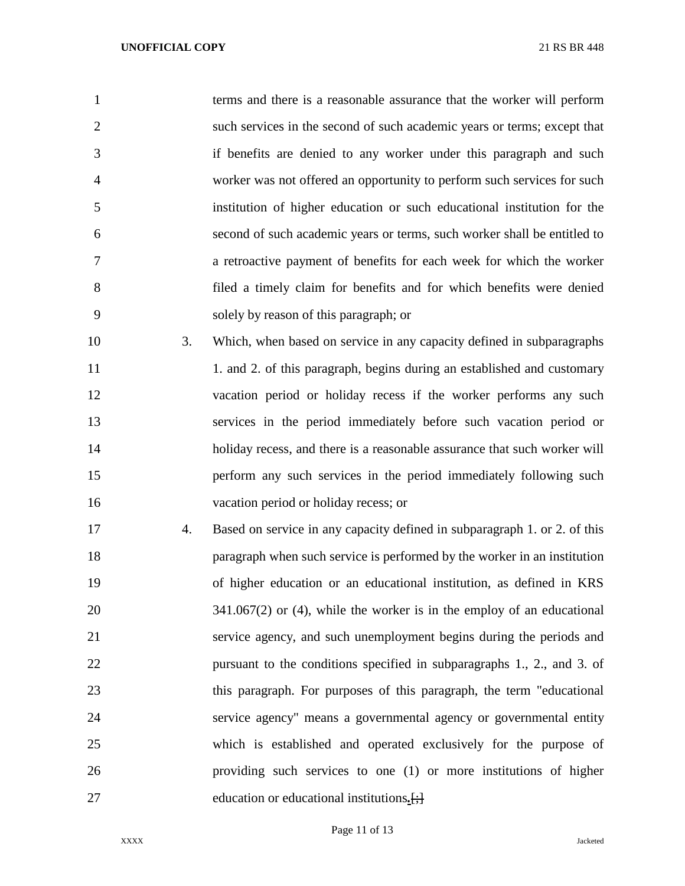terms and there is a reasonable assurance that the worker will perform such services in the second of such academic years or terms; except that if benefits are denied to any worker under this paragraph and such worker was not offered an opportunity to perform such services for such institution of higher education or such educational institution for the second of such academic years or terms, such worker shall be entitled to a retroactive payment of benefits for each week for which the worker filed a timely claim for benefits and for which benefits were denied solely by reason of this paragraph; or

3. Which, when based on service in any capacity defined in subparagraphs 1. and 2. of this paragraph, begins during an established and customary vacation period or holiday recess if the worker performs any such services in the period immediately before such vacation period or holiday recess, and there is a reasonable assurance that such worker will perform any such services in the period immediately following such vacation period or holiday recess; or

4. Based on service in any capacity defined in subparagraph 1. or 2. of this paragraph when such service is performed by the worker in an institution of higher education or an educational institution, as defined in KRS 341.067(2) or (4), while the worker is in the employ of an educational service agency, and such unemployment begins during the periods and pursuant to the conditions specified in subparagraphs 1., 2., and 3. of this paragraph. For purposes of this paragraph, the term "educational service agency" means a governmental agency or governmental entity which is established and operated exclusively for the purpose of providing such services to one (1) or more institutions of higher education or educational institutions.[;]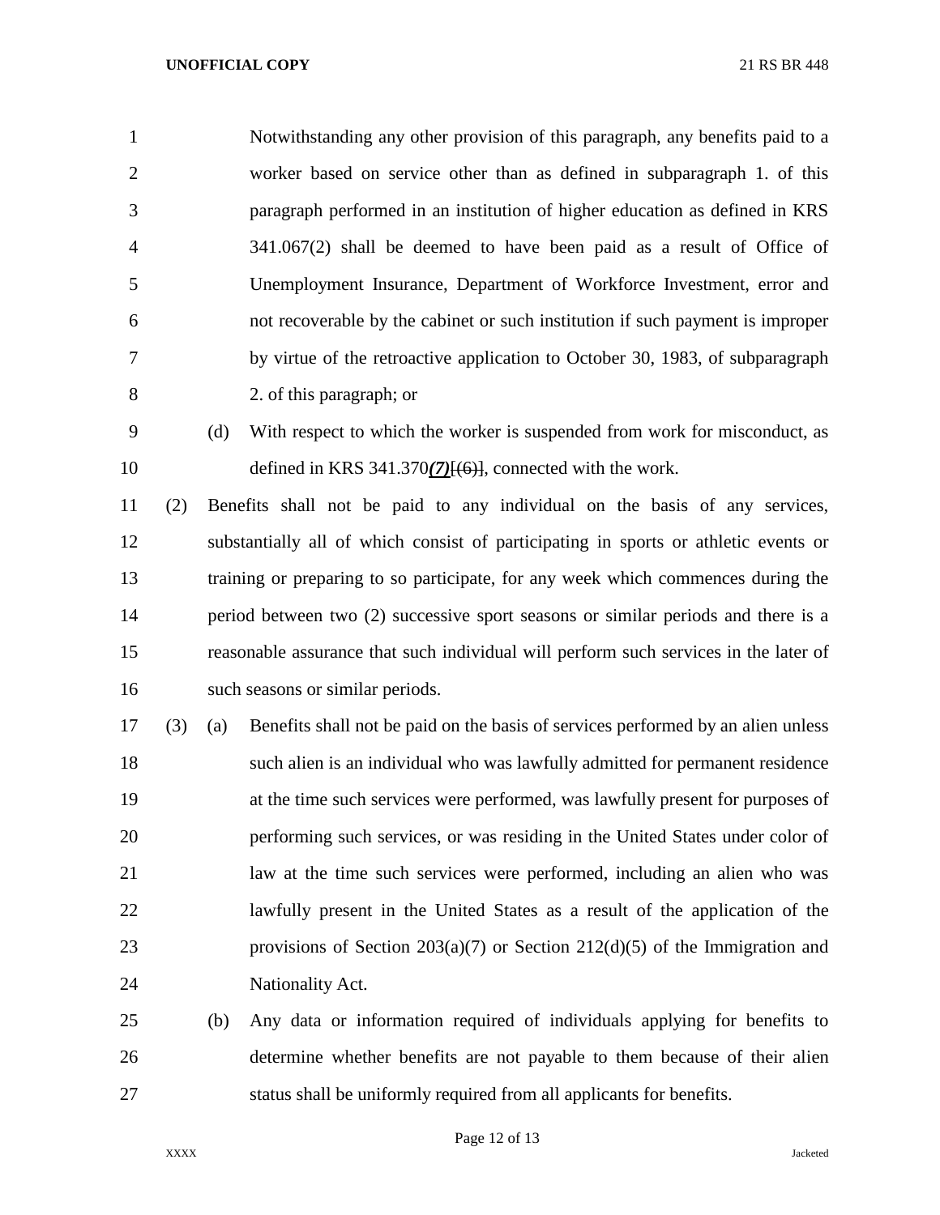Notwithstanding any other provision of this paragraph, any benefits paid to a worker based on service other than as defined in subparagraph 1. of this paragraph performed in an institution of higher education as defined in KRS 341.067(2) shall be deemed to have been paid as a result of Office of Unemployment Insurance, Department of Workforce Investment, error and not recoverable by the cabinet or such institution if such payment is improper by virtue of the retroactive application to October 30, 1983, of subparagraph 2. of this paragraph; or

(d) With respect to which the worker is suspended from work for misconduct, as defined in KRS 341.370***(7)***[~~(6)~~], connected with the work.

(2) Benefits shall not be paid to any individual on the basis of any services, substantially all of which consist of participating in sports or athletic events or training or preparing to so participate, for any week which commences during the period between two (2) successive sport seasons or similar periods and there is a reasonable assurance that such individual will perform such services in the later of such seasons or similar periods.

(3) (a) Benefits shall not be paid on the basis of services performed by an alien unless such alien is an individual who was lawfully admitted for permanent residence at the time such services were performed, was lawfully present for purposes of performing such services, or was residing in the United States under color of law at the time such services were performed, including an alien who was lawfully present in the United States as a result of the application of the provisions of Section 203(a)(7) or Section 212(d)(5) of the Immigration and Nationality Act.

(b) Any data or information required of individuals applying for benefits to determine whether benefits are not payable to them because of their alien status shall be uniformly required from all applicants for benefits.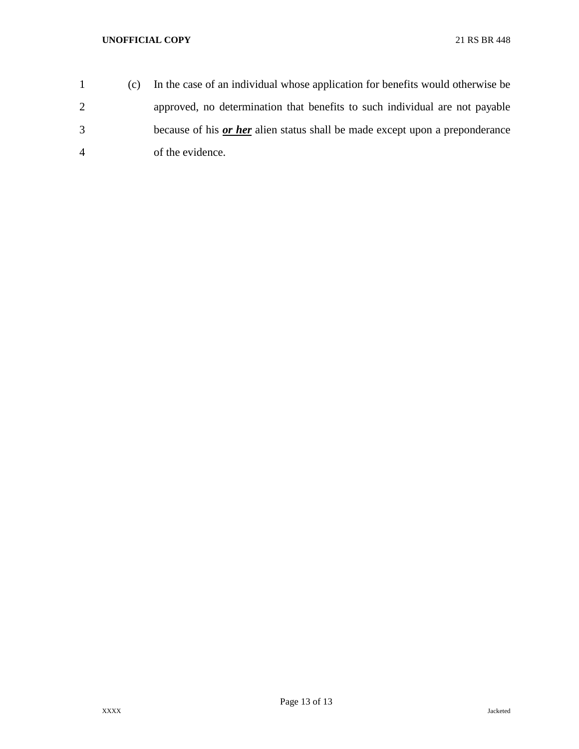(c) In the case of an individual whose application for benefits would otherwise be approved, no determination that benefits to such individual are not payable because of his ***or her*** alien status shall be made except upon a preponderance of the evidence.